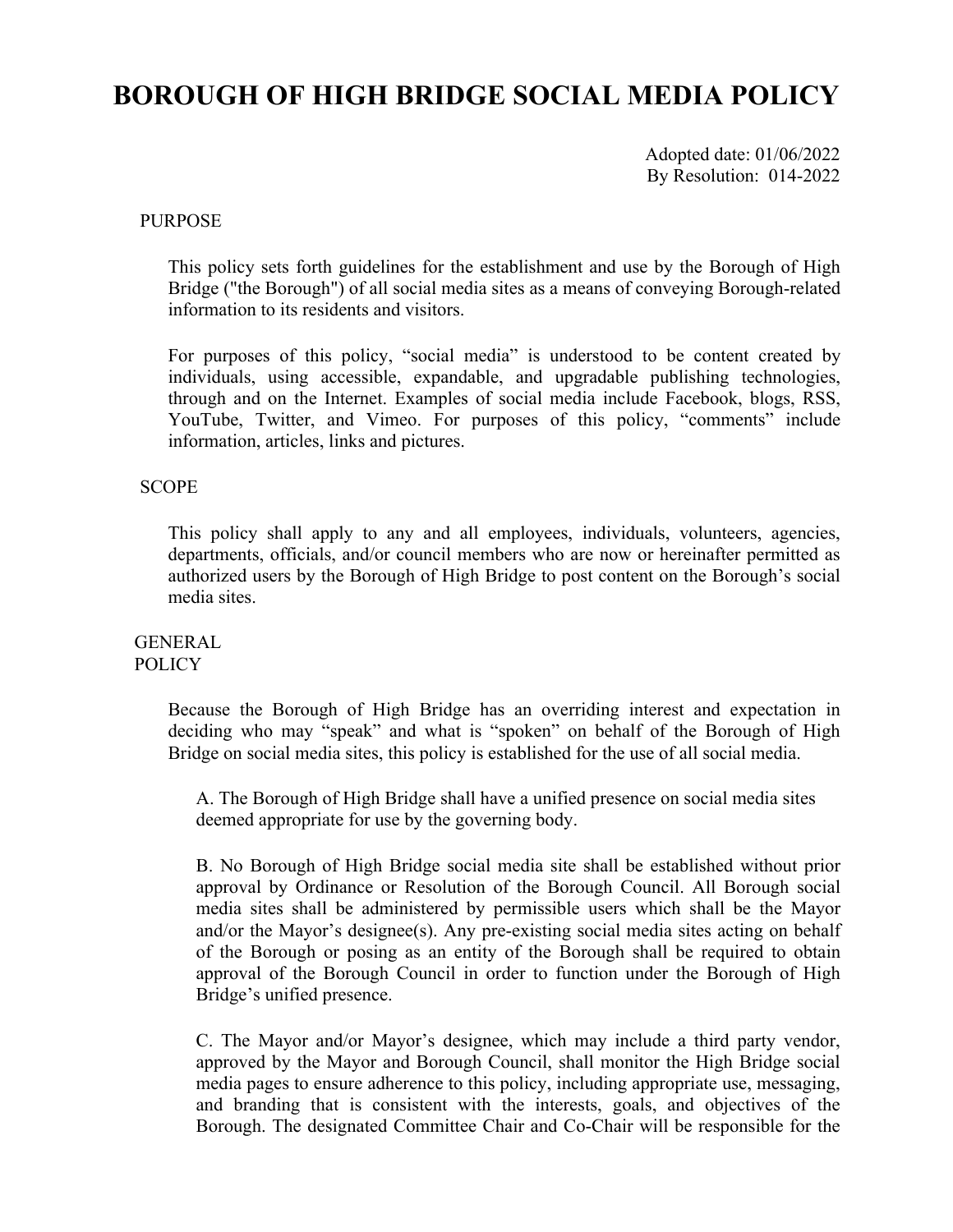# BOROUGH OF HIGH BRIDGE SOCIAL MEDIA POLICY

Adopted date: 01/06/2022
By Resolution: 014-2022

## PURPOSE

This policy sets forth guidelines for the establishment and use by the Borough of High Bridge ("the Borough") of all social media sites as a means of conveying Borough-related information to its residents and visitors.

For purposes of this policy, "social media" is understood to be content created by individuals, using accessible, expandable, and upgradable publishing technologies, through and on the Internet. Examples of social media include Facebook, blogs, RSS, YouTube, Twitter, and Vimeo. For purposes of this policy, "comments" include information, articles, links and pictures.

## SCOPE

This policy shall apply to any and all employees, individuals, volunteers, agencies, departments, officials, and/or council members who are now or hereinafter permitted as authorized users by the Borough of High Bridge to post content on the Borough's social media sites.

## GENERAL POLICY

Because the Borough of High Bridge has an overriding interest and expectation in deciding who may "speak" and what is "spoken" on behalf of the Borough of High Bridge on social media sites, this policy is established for the use of all social media.

A. The Borough of High Bridge shall have a unified presence on social media sites deemed appropriate for use by the governing body.

B. No Borough of High Bridge social media site shall be established without prior approval by Ordinance or Resolution of the Borough Council. All Borough social media sites shall be administered by permissible users which shall be the Mayor and/or the Mayor's designee(s). Any pre-existing social media sites acting on behalf of the Borough or posing as an entity of the Borough shall be required to obtain approval of the Borough Council in order to function under the Borough of High Bridge's unified presence.

C. The Mayor and/or Mayor's designee, which may include a third party vendor, approved by the Mayor and Borough Council, shall monitor the High Bridge social media pages to ensure adherence to this policy, including appropriate use, messaging, and branding that is consistent with the interests, goals, and objectives of the Borough. The designated Committee Chair and Co-Chair will be responsible for the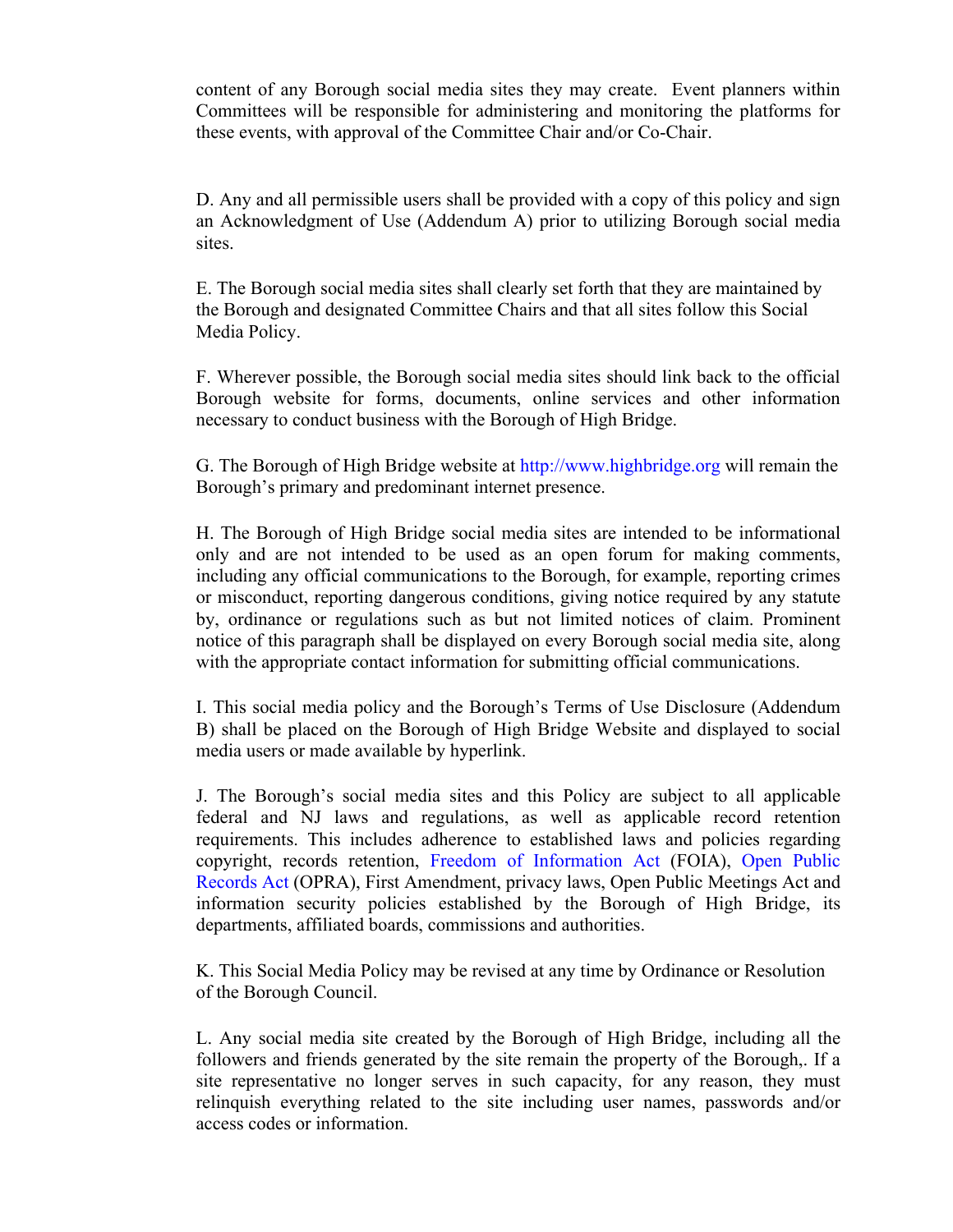content of any Borough social media sites they may create. Event planners within Committees will be responsible for administering and monitoring the platforms for these events, with approval of the Committee Chair and/or Co-Chair.

D. Any and all permissible users shall be provided with a copy of this policy and sign an Acknowledgment of Use (Addendum A) prior to utilizing Borough social media sites.

E. The Borough social media sites shall clearly set forth that they are maintained by the Borough and designated Committee Chairs and that all sites follow this Social Media Policy.

F. Wherever possible, the Borough social media sites should link back to the official Borough website for forms, documents, online services and other information necessary to conduct business with the Borough of High Bridge.

G. The Borough of High Bridge website at http://www.highbridge.org will remain the Borough's primary and predominant internet presence.

H. The Borough of High Bridge social media sites are intended to be informational only and are not intended to be used as an open forum for making comments, including any official communications to the Borough, for example, reporting crimes or misconduct, reporting dangerous conditions, giving notice required by any statute by, ordinance or regulations such as but not limited notices of claim. Prominent notice of this paragraph shall be displayed on every Borough social media site, along with the appropriate contact information for submitting official communications.

I. This social media policy and the Borough's Terms of Use Disclosure (Addendum B) shall be placed on the Borough of High Bridge Website and displayed to social media users or made available by hyperlink.

J. The Borough's social media sites and this Policy are subject to all applicable federal and NJ laws and regulations, as well as applicable record retention requirements. This includes adherence to established laws and policies regarding copyright, records retention, Freedom of Information Act (FOIA), Open Public Records Act (OPRA), First Amendment, privacy laws, Open Public Meetings Act and information security policies established by the Borough of High Bridge, its departments, affiliated boards, commissions and authorities.

K. This Social Media Policy may be revised at any time by Ordinance or Resolution of the Borough Council.

L. Any social media site created by the Borough of High Bridge, including all the followers and friends generated by the site remain the property of the Borough,. If a site representative no longer serves in such capacity, for any reason, they must relinquish everything related to the site including user names, passwords and/or access codes or information.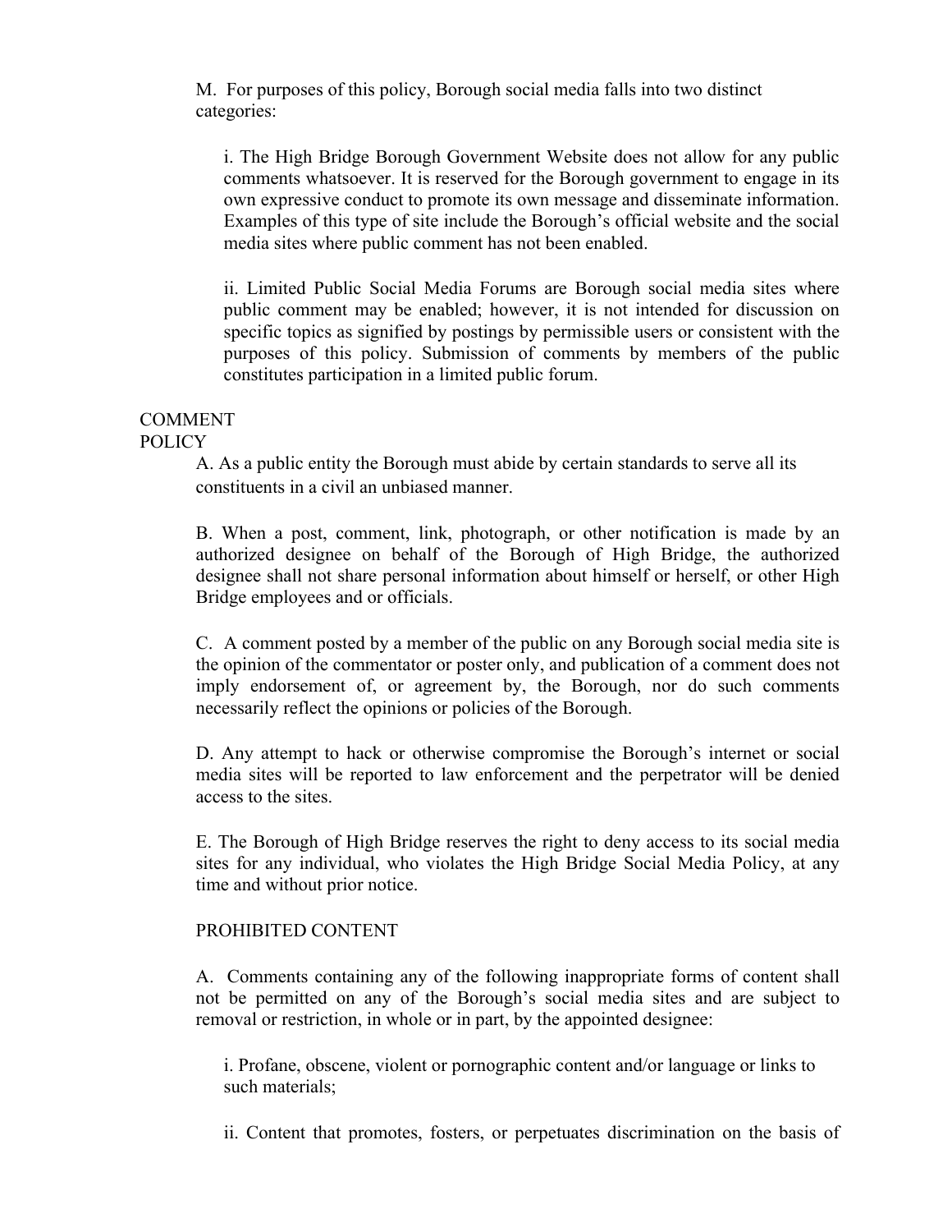M. For purposes of this policy, Borough social media falls into two distinct categories:

i. The High Bridge Borough Government Website does not allow for any public comments whatsoever. It is reserved for the Borough government to engage in its own expressive conduct to promote its own message and disseminate information. Examples of this type of site include the Borough's official website and the social media sites where public comment has not been enabled.

ii. Limited Public Social Media Forums are Borough social media sites where public comment may be enabled; however, it is not intended for discussion on specific topics as signified by postings by permissible users or consistent with the purposes of this policy. Submission of comments by members of the public constitutes participation in a limited public forum.

## COMMENT POLICY

A. As a public entity the Borough must abide by certain standards to serve all its constituents in a civil an unbiased manner.

B. When a post, comment, link, photograph, or other notification is made by an authorized designee on behalf of the Borough of High Bridge, the authorized designee shall not share personal information about himself or herself, or other High Bridge employees and or officials.

C. A comment posted by a member of the public on any Borough social media site is the opinion of the commentator or poster only, and publication of a comment does not imply endorsement of, or agreement by, the Borough, nor do such comments necessarily reflect the opinions or policies of the Borough.

D. Any attempt to hack or otherwise compromise the Borough's internet or social media sites will be reported to law enforcement and the perpetrator will be denied access to the sites.

E. The Borough of High Bridge reserves the right to deny access to its social media sites for any individual, who violates the High Bridge Social Media Policy, at any time and without prior notice.

### PROHIBITED CONTENT

A. Comments containing any of the following inappropriate forms of content shall not be permitted on any of the Borough's social media sites and are subject to removal or restriction, in whole or in part, by the appointed designee:

i. Profane, obscene, violent or pornographic content and/or language or links to such materials;

ii. Content that promotes, fosters, or perpetuates discrimination on the basis of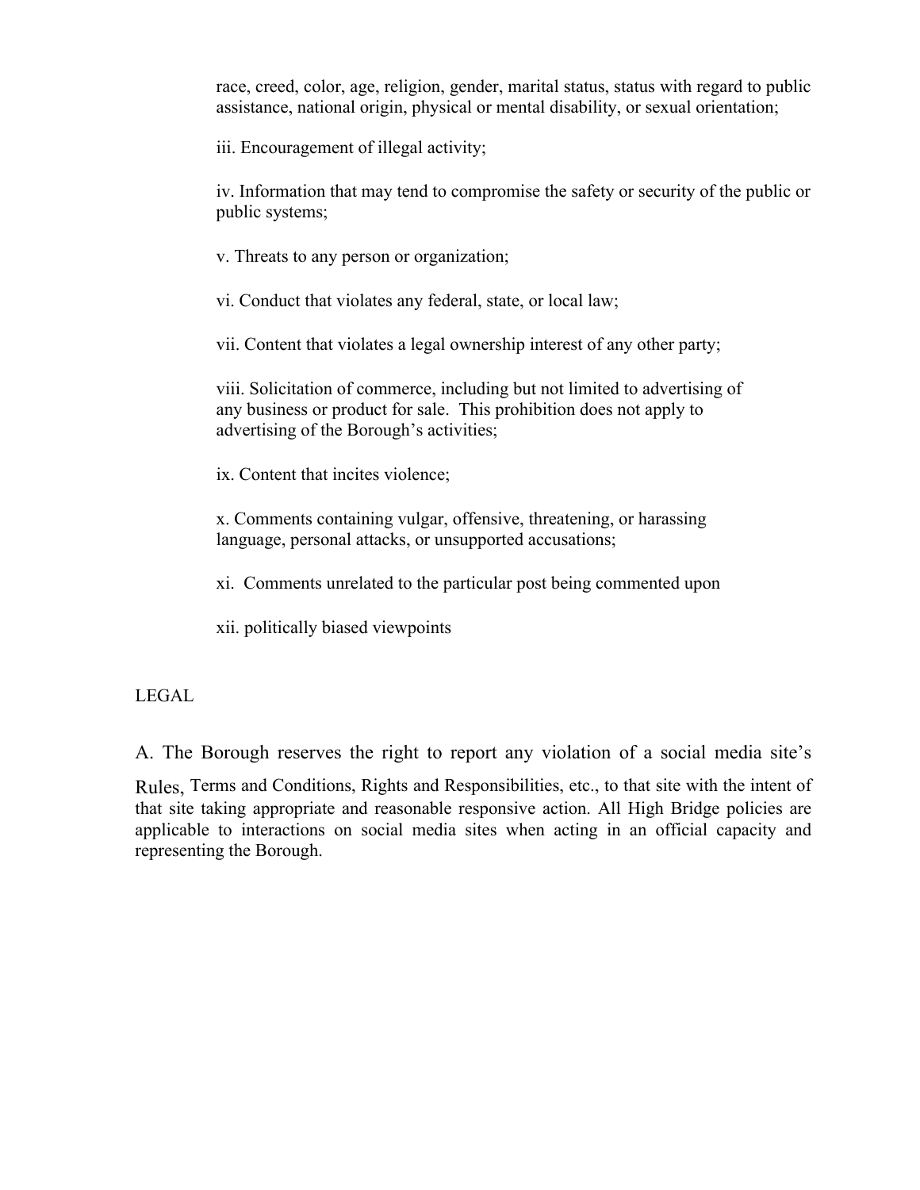race, creed, color, age, religion, gender, marital status, status with regard to public assistance, national origin, physical or mental disability, or sexual orientation;

iii. Encouragement of illegal activity;

iv. Information that may tend to compromise the safety or security of the public or public systems;

v. Threats to any person or organization;

vi. Conduct that violates any federal, state, or local law;

vii. Content that violates a legal ownership interest of any other party;

viii. Solicitation of commerce, including but not limited to advertising of any business or product for sale. This prohibition does not apply to advertising of the Borough's activities;

ix. Content that incites violence;

x. Comments containing vulgar, offensive, threatening, or harassing language, personal attacks, or unsupported accusations;

xi. Comments unrelated to the particular post being commented upon

xii. politically biased viewpoints

LEGAL

A. The Borough reserves the right to report any violation of a social media site's Rules, Terms and Conditions, Rights and Responsibilities, etc., to that site with the intent of that site taking appropriate and reasonable responsive action. All High Bridge policies are applicable to interactions on social media sites when acting in an official capacity and representing the Borough.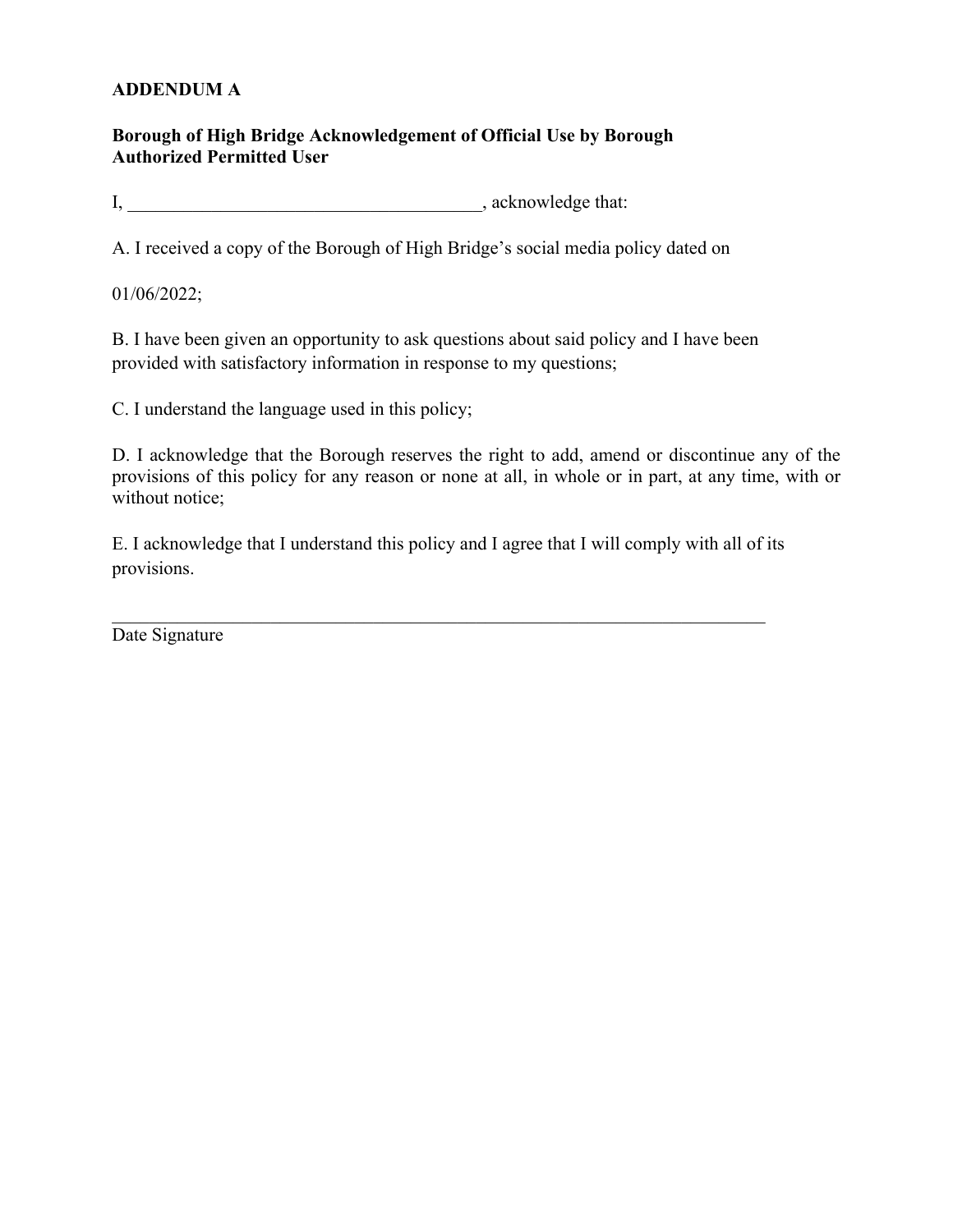**ADDENDUM A**

**Borough of High Bridge Acknowledgement of Official Use by Borough Authorized Permitted User**

I, ______________________________________, acknowledge that:

A. I received a copy of the Borough of High Bridge's social media policy dated on

01/06/2022;

B. I have been given an opportunity to ask questions about said policy and I have been provided with satisfactory information in response to my questions;

C. I understand the language used in this policy;

D. I acknowledge that the Borough reserves the right to add, amend or discontinue any of the provisions of this policy for any reason or none at all, in whole or in part, at any time, with or without notice;

E. I acknowledge that I understand this policy and I agree that I will comply with all of its provisions.

______________________________________________________________________

Date Signature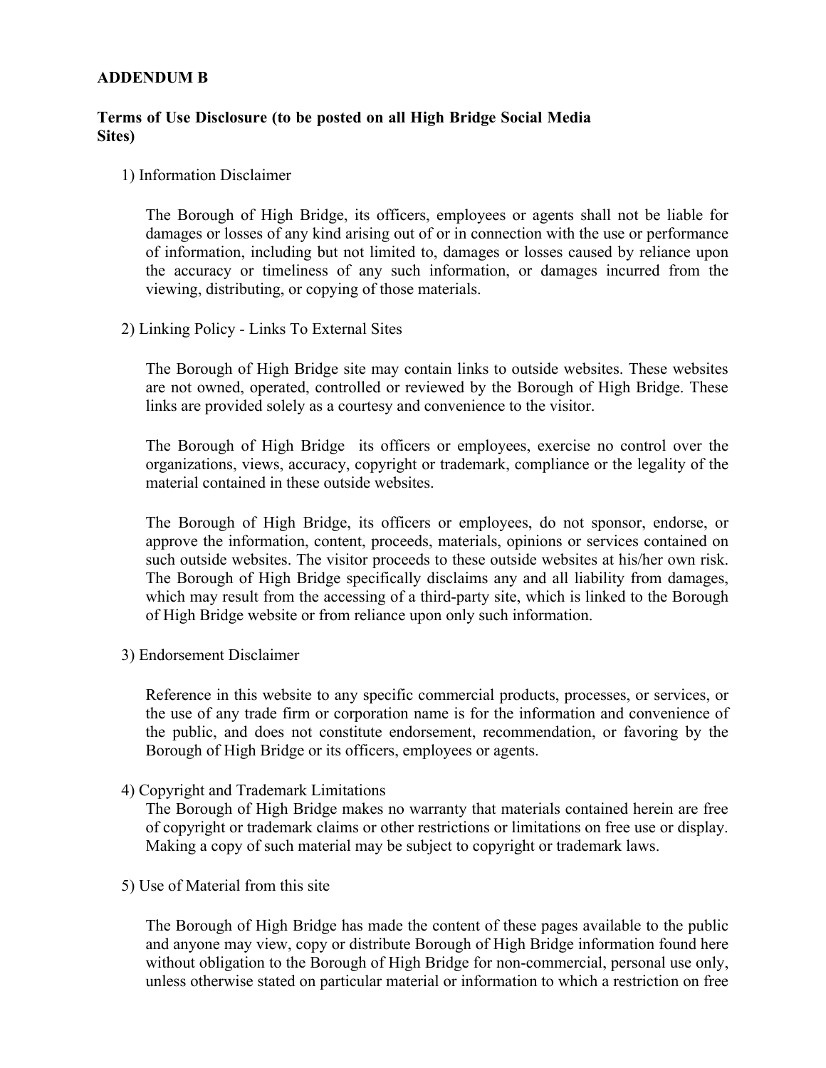**ADDENDUM B**

**Terms of Use Disclosure (to be posted on all High Bridge Social Media Sites)**

1) Information Disclaimer

The Borough of High Bridge, its officers, employees or agents shall not be liable for damages or losses of any kind arising out of or in connection with the use or performance of information, including but not limited to, damages or losses caused by reliance upon the accuracy or timeliness of any such information, or damages incurred from the viewing, distributing, or copying of those materials.

2) Linking Policy - Links To External Sites

The Borough of High Bridge site may contain links to outside websites. These websites are not owned, operated, controlled or reviewed by the Borough of High Bridge. These links are provided solely as a courtesy and convenience to the visitor.

The Borough of High Bridge its officers or employees, exercise no control over the organizations, views, accuracy, copyright or trademark, compliance or the legality of the material contained in these outside websites.

The Borough of High Bridge, its officers or employees, do not sponsor, endorse, or approve the information, content, proceeds, materials, opinions or services contained on such outside websites. The visitor proceeds to these outside websites at his/her own risk. The Borough of High Bridge specifically disclaims any and all liability from damages, which may result from the accessing of a third-party site, which is linked to the Borough of High Bridge website or from reliance upon only such information.

3) Endorsement Disclaimer

Reference in this website to any specific commercial products, processes, or services, or the use of any trade firm or corporation name is for the information and convenience of the public, and does not constitute endorsement, recommendation, or favoring by the Borough of High Bridge or its officers, employees or agents.

4) Copyright and Trademark Limitations

The Borough of High Bridge makes no warranty that materials contained herein are free of copyright or trademark claims or other restrictions or limitations on free use or display. Making a copy of such material may be subject to copyright or trademark laws.

5) Use of Material from this site

The Borough of High Bridge has made the content of these pages available to the public and anyone may view, copy or distribute Borough of High Bridge information found here without obligation to the Borough of High Bridge for non-commercial, personal use only, unless otherwise stated on particular material or information to which a restriction on free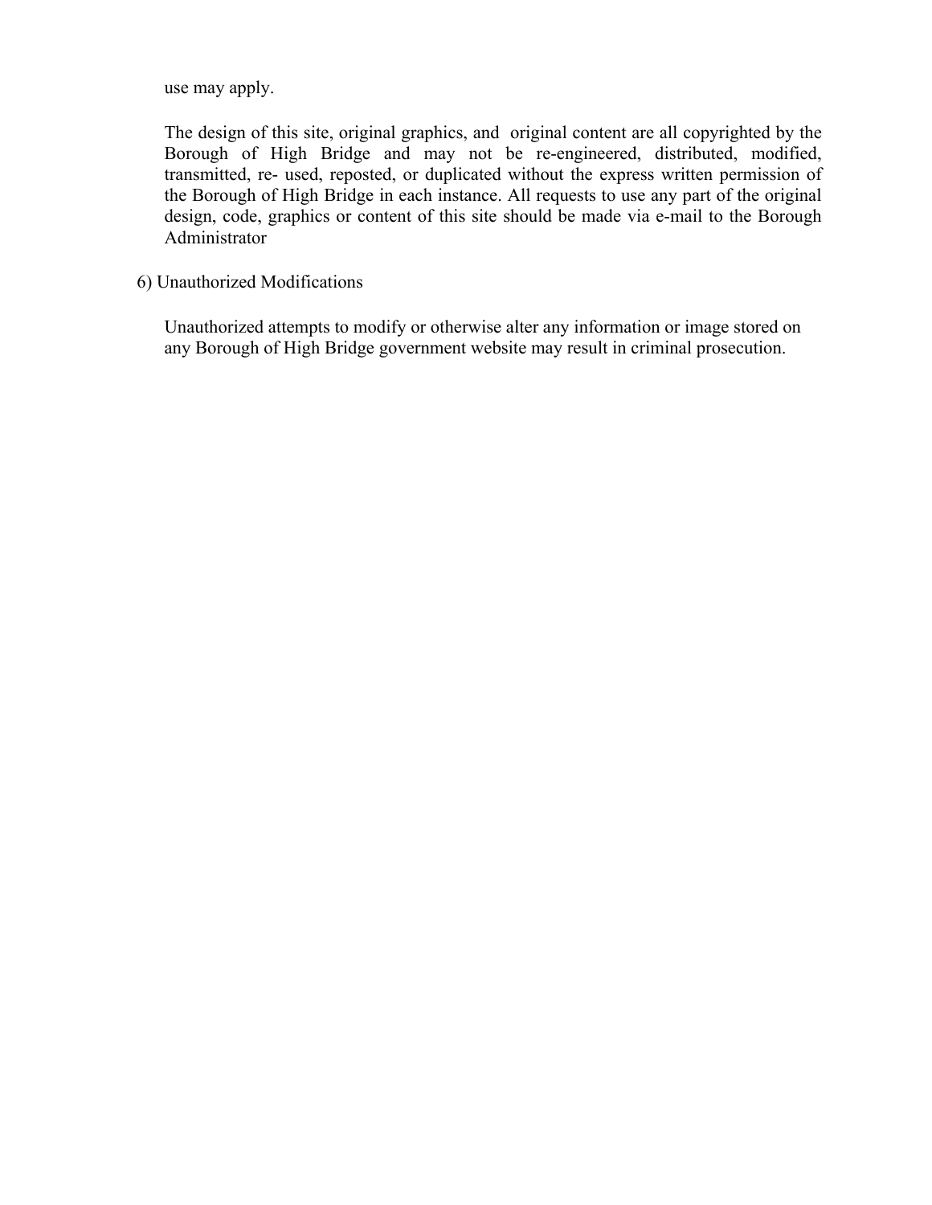use may apply.

The design of this site, original graphics, and original content are all copyrighted by the Borough of High Bridge and may not be re-engineered, distributed, modified, transmitted, re- used, reposted, or duplicated without the express written permission of the Borough of High Bridge in each instance. All requests to use any part of the original design, code, graphics or content of this site should be made via e-mail to the Borough Administrator

6) Unauthorized Modifications

Unauthorized attempts to modify or otherwise alter any information or image stored on any Borough of High Bridge government website may result in criminal prosecution.